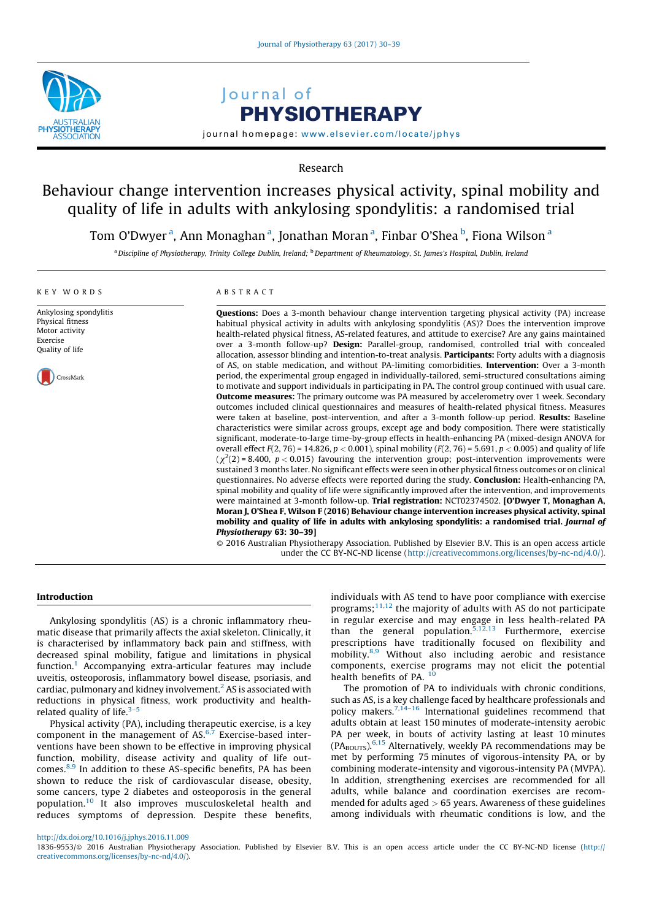Research

# Behaviour change intervention increases physical activity, spinal mobility and quality of life in adults with ankylosing spondylitis: a randomised trial

Tom O'Dwyer [a], Ann Monaghan [a], Jonathan Moran [a], Finbar O'Shea [b], Fiona Wilson [a]

[a] Discipline of Physiotherapy, Trinity College Dublin, Ireland; [b] Department of Rheumatology, St. James's Hospital, Dublin, Ireland

**KEY WORDS**

Ankylosing spondylitis
Physical fitness
Motor activity
Exercise
Quality of life

**ABSTRACT**

**Questions:** Does a 3-month behaviour change intervention targeting physical activity (PA) increase habitual physical activity in adults with ankylosing spondylitis (AS)? Does the intervention improve health-related physical fitness, AS-related features, and attitude to exercise? Are any gains maintained over a 3-month follow-up? **Design:** Parallel-group, randomised, controlled trial with concealed allocation, assessor blinding and intention-to-treat analysis. **Participants:** Forty adults with a diagnosis of AS, on stable medication, and without PA-limiting comorbidities. **Intervention:** Over a 3-month period, the experimental group engaged in individually-tailored, semi-structured consultations aiming to motivate and support individuals in participating in PA. The control group continued with usual care. **Outcome measures:** The primary outcome was PA measured by accelerometery over 1 week. Secondary outcomes included clinical questionnaires and measures of health-related physical fitness. Measures were taken at baseline, post-intervention, and after a 3-month follow-up period. **Results:** Baseline characteristics were similar across groups, except age and body composition. There were statistically significant, moderate-to-large time-by-group effects in health-enhancing PA (mixed-design ANOVA for overall effect $F(2, 76) = 14.826$, $p < 0.001$), spinal mobility ($F(2, 76) = 5.691$, $p < 0.005$) and quality of life ($\chi^2(2) = 8.400$, $p < 0.015$) favouring the intervention group; post-intervention improvements were sustained 3 months later. No significant effects were seen in other physical fitness outcomes or on clinical questionnaires. No adverse effects were reported during the study. **Conclusion:** Health-enhancing PA, spinal mobility and quality of life were significantly improved after the intervention, and improvements were maintained at 3-month follow-up. **Trial registration:** NCT02374502. **[O'Dwyer T, Monaghan A, Moran J, O'Shea F, Wilson F (2016) Behaviour change intervention increases physical activity, spinal mobility and quality of life in adults with ankylosing spondylitis: a randomised trial. *Journal of Physiotherapy* 63: 30–39]**

© 2016 Australian Physiotherapy Association. Published by Elsevier B.V. This is an open access article under the CC BY-NC-ND license (http://creativecommons.org/licenses/by-nc-nd/4.0/).

## Introduction

Ankylosing spondylitis (AS) is a chronic inflammatory rheumatic disease that primarily affects the axial skeleton. Clinically, it is characterised by inflammatory back pain and stiffness, with decreased spinal mobility, fatigue and limitations in physical function.[1] Accompanying extra-articular features may include uveitis, osteoporosis, inflammatory bowel disease, psoriasis, and cardiac, pulmonary and kidney involvement.[2] AS is associated with reductions in physical fitness, work productivity and health-related quality of life.[3–5]

Physical activity (PA), including therapeutic exercise, is a key component in the management of AS.[6,7] Exercise-based interventions have been shown to be effective in improving physical function, mobility, disease activity and quality of life outcomes.[8,9] In addition to these AS-specific benefits, PA has been shown to reduce the risk of cardiovascular disease, obesity, some cancers, type 2 diabetes and osteoporosis in the general population.[10] It also improves musculoskeletal health and reduces symptoms of depression. Despite these benefits, individuals with AS tend to have poor compliance with exercise programs;[11,12] the majority of adults with AS do not participate in regular exercise and may engage in less health-related PA than the general population.[5,12,13] Furthermore, exercise prescriptions have traditionally focused on flexibility and mobility.[8,9] Without also including aerobic and resistance components, exercise programs may not elicit the potential health benefits of PA.[10]

The promotion of PA to individuals with chronic conditions, such as AS, is a key challenge faced by healthcare professionals and policy makers.[7,14–16] International guidelines recommend that adults obtain at least 150 minutes of moderate-intensity aerobic PA per week, in bouts of activity lasting at least 10 minutes ($PA_{BOUTS}$).[6,15] Alternatively, weekly PA recommendations may be met by performing 75 minutes of vigorous-intensity PA, or by combining moderate-intensity and vigorous-intensity PA (MVPA). In addition, strengthening exercises are recommended for all adults, while balance and coordination exercises are recommended for adults aged > 65 years. Awareness of these guidelines among individuals with rheumatic conditions is low, and the

http://dx.doi.org/10.1016/j.jphys.2016.11.009
1836-9553/© 2016 Australian Physiotherapy Association. Published by Elsevier B.V. This is an open access article under the CC BY-NC-ND license (http://creativecommons.org/licenses/by-nc-nd/4.0/).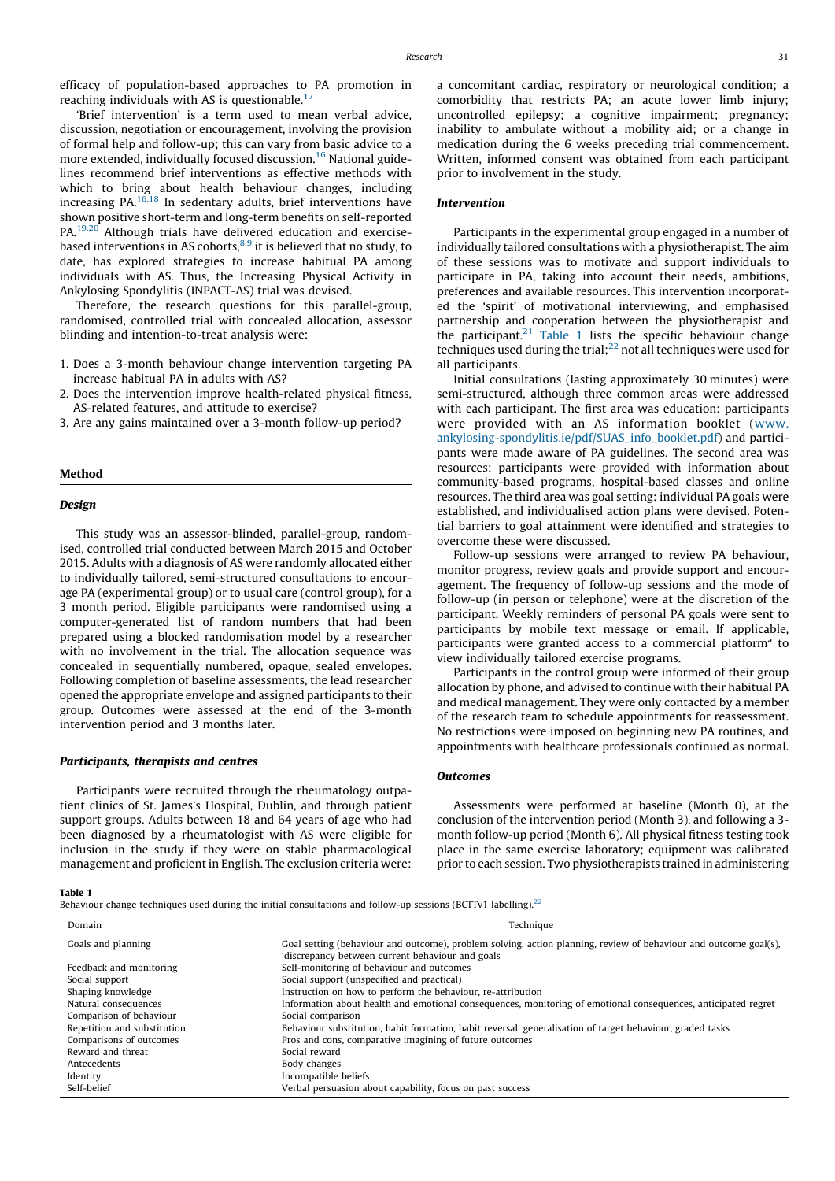efficacy of population-based approaches to PA promotion in reaching individuals with AS is questionable.[17]

'Brief intervention' is a term used to mean verbal advice, discussion, negotiation or encouragement, involving the provision of formal help and follow-up; this can vary from basic advice to a more extended, individually focused discussion.[16] National guidelines recommend brief interventions as effective methods with which to bring about health behaviour changes, including increasing PA.[16,18] In sedentary adults, brief interventions have shown positive short-term and long-term benefits on self-reported PA.[19,20] Although trials have delivered education and exercise-based interventions in AS cohorts,[8,9] it is believed that no study, to date, has explored strategies to increase habitual PA among individuals with AS. Thus, the Increasing Physical Activity in Ankylosing Spondylitis (INPACT-AS) trial was devised.

Therefore, the research questions for this parallel-group, randomised, controlled trial with concealed allocation, assessor blinding and intention-to-treat analysis were:

1. Does a 3-month behaviour change intervention targeting PA increase habitual PA in adults with AS?
2. Does the intervention improve health-related physical fitness, AS-related features, and attitude to exercise?
3. Are any gains maintained over a 3-month follow-up period?

## Method

### Design

This study was an assessor-blinded, parallel-group, randomised, controlled trial conducted between March 2015 and October 2015. Adults with a diagnosis of AS were randomly allocated either to individually tailored, semi-structured consultations to encourage PA (experimental group) or to usual care (control group), for a 3 month period. Eligible participants were randomised using a computer-generated list of random numbers that had been prepared using a blocked randomisation model by a researcher with no involvement in the trial. The allocation sequence was concealed in sequentially numbered, opaque, sealed envelopes. Following completion of baseline assessments, the lead researcher opened the appropriate envelope and assigned participants to their group. Outcomes were assessed at the end of the 3-month intervention period and 3 months later.

### Participants, therapists and centres

Participants were recruited through the rheumatology outpatient clinics of St. James's Hospital, Dublin, and through patient support groups. Adults between 18 and 64 years of age who had been diagnosed by a rheumatologist with AS were eligible for inclusion in the study if they were on stable pharmacological management and proficient in English. The exclusion criteria were: a concomitant cardiac, respiratory or neurological condition; a comorbidity that restricts PA; an acute lower limb injury; uncontrolled epilepsy; a cognitive impairment; pregnancy; inability to ambulate without a mobility aid; or a change in medication during the 6 weeks preceding trial commencement. Written, informed consent was obtained from each participant prior to involvement in the study.

### Intervention

Participants in the experimental group engaged in a number of individually tailored consultations with a physiotherapist. The aim of these sessions was to motivate and support individuals to participate in PA, taking into account their needs, ambitions, preferences and available resources. This intervention incorporated the 'spirit' of motivational interviewing, and emphasised partnership and cooperation between the physiotherapist and the participant.[21] Table 1 lists the specific behaviour change techniques used during the trial;[22] not all techniques were used for all participants.

Initial consultations (lasting approximately 30 minutes) were semi-structured, although three common areas were addressed with each participant. The first area was education: participants were provided with an AS information booklet (www.ankylosing-spondylitis.ie/pdf/SUAS_info_booklet.pdf) and participants were made aware of PA guidelines. The second area was resources: participants were provided with information about community-based programs, hospital-based classes and online resources. The third area was goal setting: individual PA goals were established, and individualised action plans were devised. Potential barriers to goal attainment were identified and strategies to overcome these were discussed.

Follow-up sessions were arranged to review PA behaviour, monitor progress, review goals and provide support and encouragement. The frequency of follow-up sessions and the mode of follow-up (in person or telephone) were at the discretion of the participant. Weekly reminders of personal PA goals were sent to participants by mobile text message or email. If applicable, participants were granted access to a commercial platform[a] to view individually tailored exercise programs.

Participants in the control group were informed of their group allocation by phone, and advised to continue with their habitual PA and medical management. They were only contacted by a member of the research team to schedule appointments for reassessment. No restrictions were imposed on beginning new PA routines, and appointments with healthcare professionals continued as normal.

### Outcomes

Assessments were performed at baseline (Month 0), at the conclusion of the intervention period (Month 3), and following a 3-month follow-up period (Month 6). All physical fitness testing took place in the same exercise laboratory; equipment was calibrated prior to each session. Two physiotherapists trained in administering

**Table 1**
Behaviour change techniques used during the initial consultations and follow-up sessions (BCTTv1 labelling).[22]

| Domain | Technique |
|---|---|
| Goals and planning | Goal setting (behaviour and outcome), problem solving, action planning, review of behaviour and outcome goal(s), 'discrepancy between current behaviour and goals |
| Feedback and monitoring | Self-monitoring of behaviour and outcomes |
| Social support | Social support (unspecified and practical) |
| Shaping knowledge | Instruction on how to perform the behaviour, re-attribution |
| Natural consequences | Information about health and emotional consequences, monitoring of emotional consequences, anticipated regret |
| Comparison of behaviour | Social comparison |
| Repetition and substitution | Behaviour substitution, habit formation, habit reversal, generalisation of target behaviour, graded tasks |
| Comparisons of outcomes | Pros and cons, comparative imagining of future outcomes |
| Reward and threat | Social reward |
| Antecedents | Body changes |
| Identity | Incompatible beliefs |
| Self-belief | Verbal persuasion about capability, focus on past success |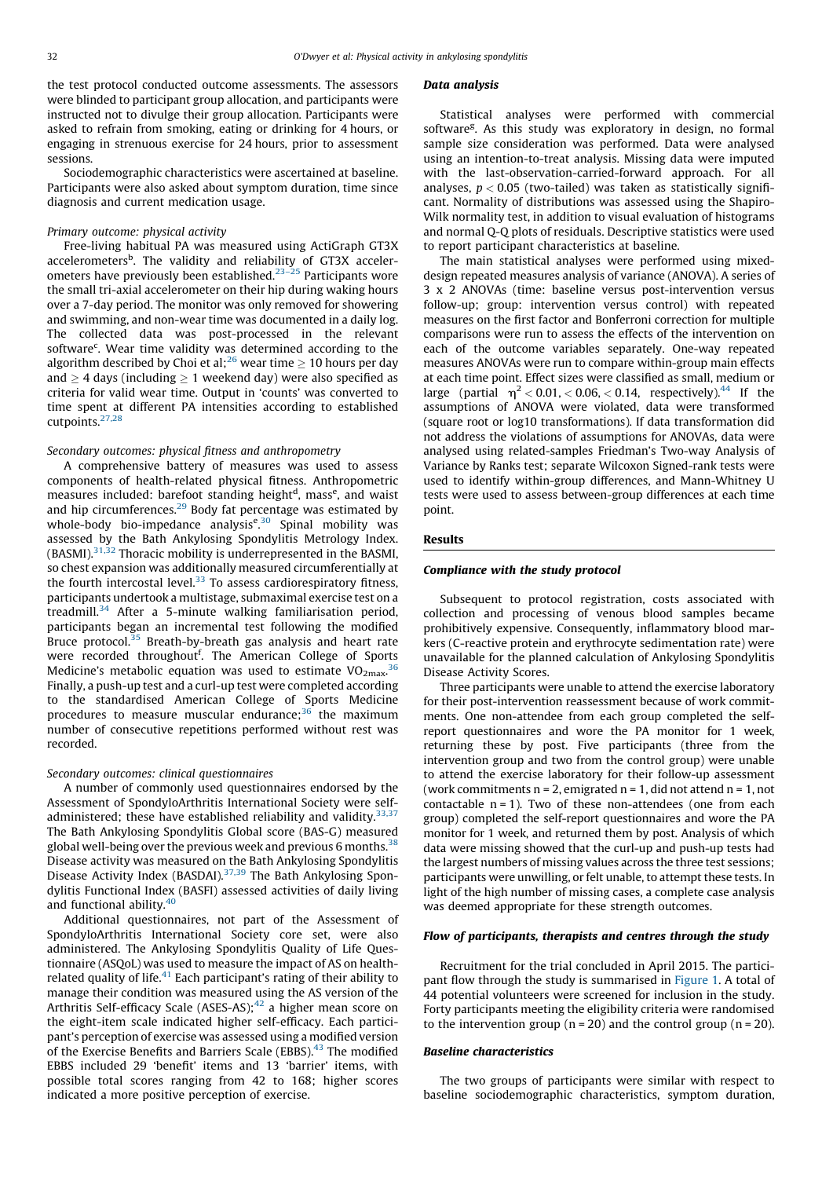the test protocol conducted outcome assessments. The assessors were blinded to participant group allocation, and participants were instructed not to divulge their group allocation. Participants were asked to refrain from smoking, eating or drinking for 4 hours, or engaging in strenuous exercise for 24 hours, prior to assessment sessions.

Sociodemographic characteristics were ascertained at baseline. Participants were also asked about symptom duration, time since diagnosis and current medication usage.

*Primary outcome: physical activity*

Free-living habitual PA was measured using ActiGraph GT3X accelerometers[b]. The validity and reliability of GT3X accelerometers have previously been established.[23–25] Participants wore the small tri-axial accelerometer on their hip during waking hours over a 7-day period. The monitor was only removed for showering and swimming, and non-wear time was documented in a daily log. The collected data was post-processed in the relevant software[c]. Wear time validity was determined according to the algorithm described by Choi et al;[26] wear time ≥ 10 hours per day and ≥ 4 days (including ≥ 1 weekend day) were also specified as criteria for valid wear time. Output in 'counts' was converted to time spent at different PA intensities according to established cutpoints.[27,28]

*Secondary outcomes: physical fitness and anthropometry*

A comprehensive battery of measures was used to assess components of health-related physical fitness. Anthropometric measures included: barefoot standing height[d], mass[e], and waist and hip circumferences.[29] Body fat percentage was estimated by whole-body bio-impedance analysis[e].[30] Spinal mobility was assessed by the Bath Ankylosing Spondylitis Metrology Index. (BASMI).[31,32] Thoracic mobility is underrepresented in the BASMI, so chest expansion was additionally measured circumferentially at the fourth intercostal level.[33] To assess cardiorespiratory fitness, participants undertook a multistage, submaximal exercise test on a treadmill.[34] After a 5-minute walking familiarisation period, participants began an incremental test following the modified Bruce protocol.[35] Breath-by-breath gas analysis and heart rate were recorded throughout[f]. The American College of Sports Medicine's metabolic equation was used to estimate $VO_{2max}$.[36] Finally, a push-up test and a curl-up test were completed according to the standardised American College of Sports Medicine procedures to measure muscular endurance;[36] the maximum number of consecutive repetitions performed without rest was recorded.

*Secondary outcomes: clinical questionnaires*

A number of commonly used questionnaires endorsed by the Assessment of SpondyloArthritis International Society were self-administered; these have established reliability and validity.[33,37] The Bath Ankylosing Spondylitis Global score (BAS-G) measured global well-being over the previous week and previous 6 months.[38] Disease activity was measured on the Bath Ankylosing Spondylitis Disease Activity Index (BASDAI).[37,39] The Bath Ankylosing Spondylitis Functional Index (BASFI) assessed activities of daily living and functional ability.[40]

Additional questionnaires, not part of the Assessment of SpondyloArthritis International Society core set, were also administered. The Ankylosing Spondylitis Quality of Life Questionnaire (ASQoL) was used to measure the impact of AS on health-related quality of life.[41] Each participant's rating of their ability to manage their condition was measured using the AS version of the Arthritis Self-efficacy Scale (ASES-AS);[42] a higher mean score on the eight-item scale indicated higher self-efficacy. Each participant's perception of exercise was assessed using a modified version of the Exercise Benefits and Barriers Scale (EBBS).[43] The modified EBBS included 29 'benefit' items and 13 'barrier' items, with possible total scores ranging from 42 to 168; higher scores indicated a more positive perception of exercise.

### Data analysis

Statistical analyses were performed with commercial software[g]. As this study was exploratory in design, no formal sample size consideration was performed. Data were analysed using an intention-to-treat analysis. Missing data were imputed with the last-observation-carried-forward approach. For all analyses, $p < 0.05$ (two-tailed) was taken as statistically significant. Normality of distributions was assessed using the Shapiro-Wilk normality test, in addition to visual evaluation of histograms and normal Q-Q plots of residuals. Descriptive statistics were used to report participant characteristics at baseline.

The main statistical analyses were performed using mixed-design repeated measures analysis of variance (ANOVA). A series of 3 x 2 ANOVAs (time: baseline versus post-intervention versus follow-up; group: intervention versus control) with repeated measures on the first factor and Bonferroni correction for multiple comparisons were run to assess the effects of the intervention on each of the outcome variables separately. One-way repeated measures ANOVAs were run to compare within-group main effects at each time point. Effect sizes were classified as small, medium or large (partial $\eta^2 < 0.01, < 0.06, < 0.14$, respectively).[44] If the assumptions of ANOVA were violated, data were transformed (square root or log10 transformations). If data transformation did not address the violations of assumptions for ANOVAs, data were analysed using related-samples Friedman's Two-way Analysis of Variance by Ranks test; separate Wilcoxon Signed-rank tests were used to identify within-group differences, and Mann-Whitney U tests were used to assess between-group differences at each time point.

## Results

### Compliance with the study protocol

Subsequent to protocol registration, costs associated with collection and processing of venous blood samples became prohibitively expensive. Consequently, inflammatory blood markers (C-reactive protein and erythrocyte sedimentation rate) were unavailable for the planned calculation of Ankylosing Spondylitis Disease Activity Scores.

Three participants were unable to attend the exercise laboratory for their post-intervention reassessment because of work commitments. One non-attendee from each group completed the self-report questionnaires and wore the PA monitor for 1 week, returning these by post. Five participants (three from the intervention group and two from the control group) were unable to attend the exercise laboratory for their follow-up assessment (work commitments n = 2, emigrated n = 1, did not attend n = 1, not contactable n = 1). Two of these non-attendees (one from each group) completed the self-report questionnaires and wore the PA monitor for 1 week, and returned them by post. Analysis of which data were missing showed that the curl-up and push-up tests had the largest numbers of missing values across the three test sessions; participants were unwilling, or felt unable, to attempt these tests. In light of the high number of missing cases, a complete case analysis was deemed appropriate for these strength outcomes.

### Flow of participants, therapists and centres through the study

Recruitment for the trial concluded in April 2015. The participant flow through the study is summarised in Figure 1. A total of 44 potential volunteers were screened for inclusion in the study. Forty participants meeting the eligibility criteria were randomised to the intervention group (n = 20) and the control group (n = 20).

### Baseline characteristics

The two groups of participants were similar with respect to baseline sociodemographic characteristics, symptom duration,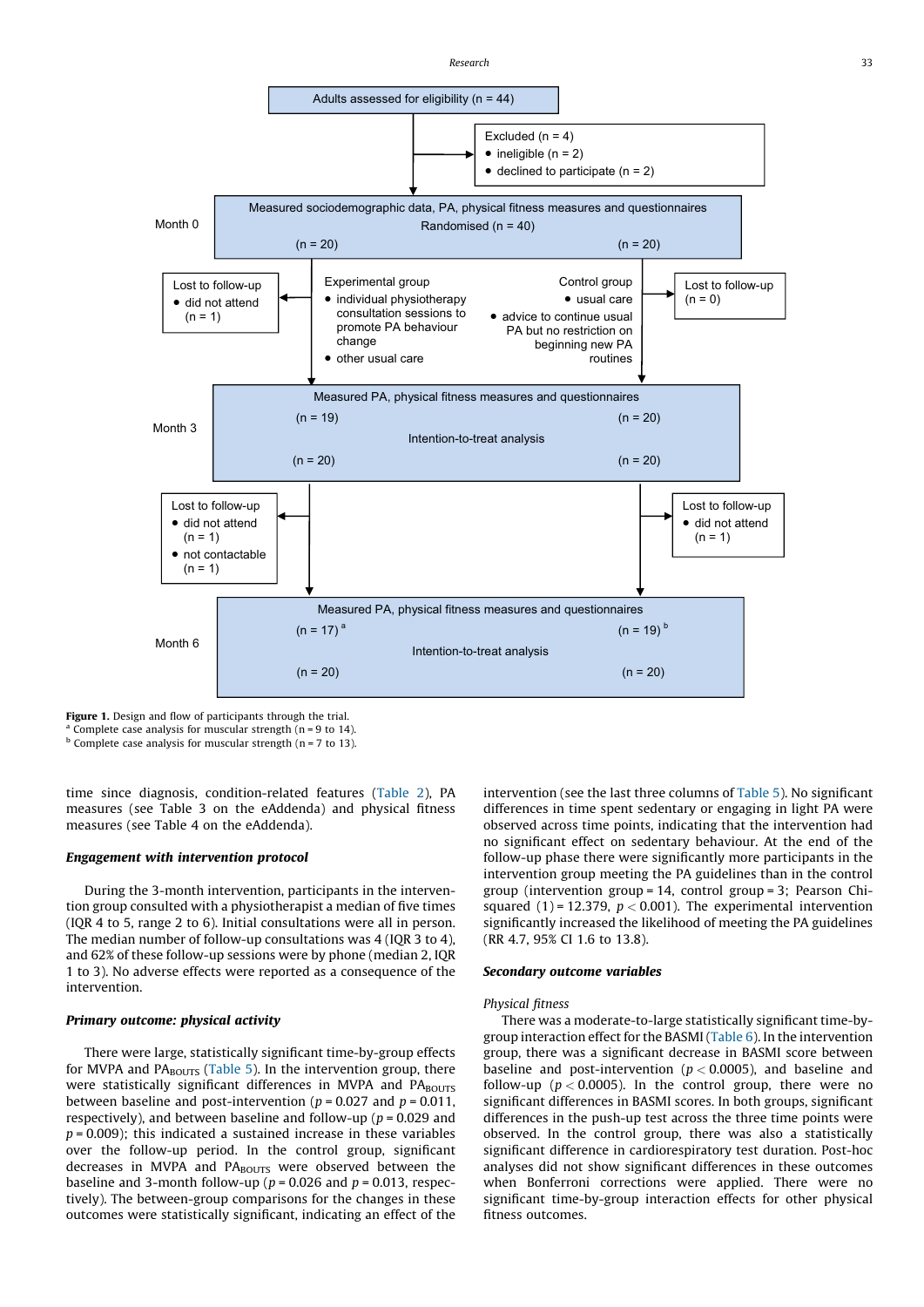Adults assessed for eligibility (n = 44)

Excluded (n = 4)
- ineligible (n = 2)
- declined to participate (n = 2)

**Month 0**

Measured sociodemographic data, PA, physical fitness measures and questionnaires

Randomised (n = 40)

(n = 20) | (n = 20)

Lost to follow-up
- did not attend (n = 1)

Experimental group
- individual physiotherapy consultation sessions to promote PA behaviour change
- other usual care

Control group
- usual care
- advice to continue usual PA but no restriction on beginning new PA routines

Lost to follow-up (n = 0)

**Month 3**

Measured PA, physical fitness measures and questionnaires

(n = 19) | (n = 20)

Intention-to-treat analysis

(n = 20) | (n = 20)

Lost to follow-up
- did not attend (n = 1)
- not contactable (n = 1)

Lost to follow-up
- did not attend (n = 1)

**Month 6**

Measured PA, physical fitness measures and questionnaires

(n = 17) [a] | (n = 19) [b]

Intention-to-treat analysis

(n = 20) | (n = 20)

**Figure 1.** Design and flow of participants through the trial.
[a] Complete case analysis for muscular strength (n = 9 to 14).
[b] Complete case analysis for muscular strength (n = 7 to 13).

time since diagnosis, condition-related features (Table 2), PA measures (see Table 3 on the eAddenda) and physical fitness measures (see Table 4 on the eAddenda).

### Engagement with intervention protocol

During the 3-month intervention, participants in the intervention group consulted with a physiotherapist a median of five times (IQR 4 to 5, range 2 to 6). Initial consultations were all in person. The median number of follow-up consultations was 4 (IQR 3 to 4), and 62% of these follow-up sessions were by phone (median 2, IQR 1 to 3). No adverse effects were reported as a consequence of the intervention.

### Primary outcome: physical activity

There were large, statistically significant time-by-group effects for MVPA and $PA_{BOUTS}$ (Table 5). In the intervention group, there were statistically significant differences in MVPA and $PA_{BOUTS}$ between baseline and post-intervention ($p = 0.027$ and $p = 0.011$, respectively), and between baseline and follow-up ($p = 0.029$ and $p = 0.009$); this indicated a sustained increase in these variables over the follow-up period. In the control group, significant decreases in MVPA and $PA_{BOUTS}$ were observed between the baseline and 3-month follow-up ($p = 0.026$ and $p = 0.013$, respectively). The between-group comparisons for the changes in these outcomes were statistically significant, indicating an effect of the intervention (see the last three columns of Table 5). No significant differences in time spent sedentary or engaging in light PA were observed across time points, indicating that the intervention had no significant effect on sedentary behaviour. At the end of the follow-up phase there were significantly more participants in the intervention group meeting the PA guidelines than in the control group (intervention group = 14, control group = 3; Pearson Chi-squared $(1) = 12.379$, $p < 0.001$). The experimental intervention significantly increased the likelihood of meeting the PA guidelines (RR 4.7, 95% CI 1.6 to 13.8).

### Secondary outcome variables

#### Physical fitness

There was a moderate-to-large statistically significant time-by-group interaction effect for the BASMI (Table 6). In the intervention group, there was a significant decrease in BASMI score between baseline and post-intervention ($p < 0.0005$), and baseline and follow-up ($p < 0.0005$). In the control group, there were no significant differences in BASMI scores. In both groups, significant differences in the push-up test across the three time points were observed. In the control group, there was also a statistically significant difference in cardiorespiratory test duration. Post-hoc analyses did not show significant differences in these outcomes when Bonferroni corrections were applied. There were no significant time-by-group interaction effects for other physical fitness outcomes.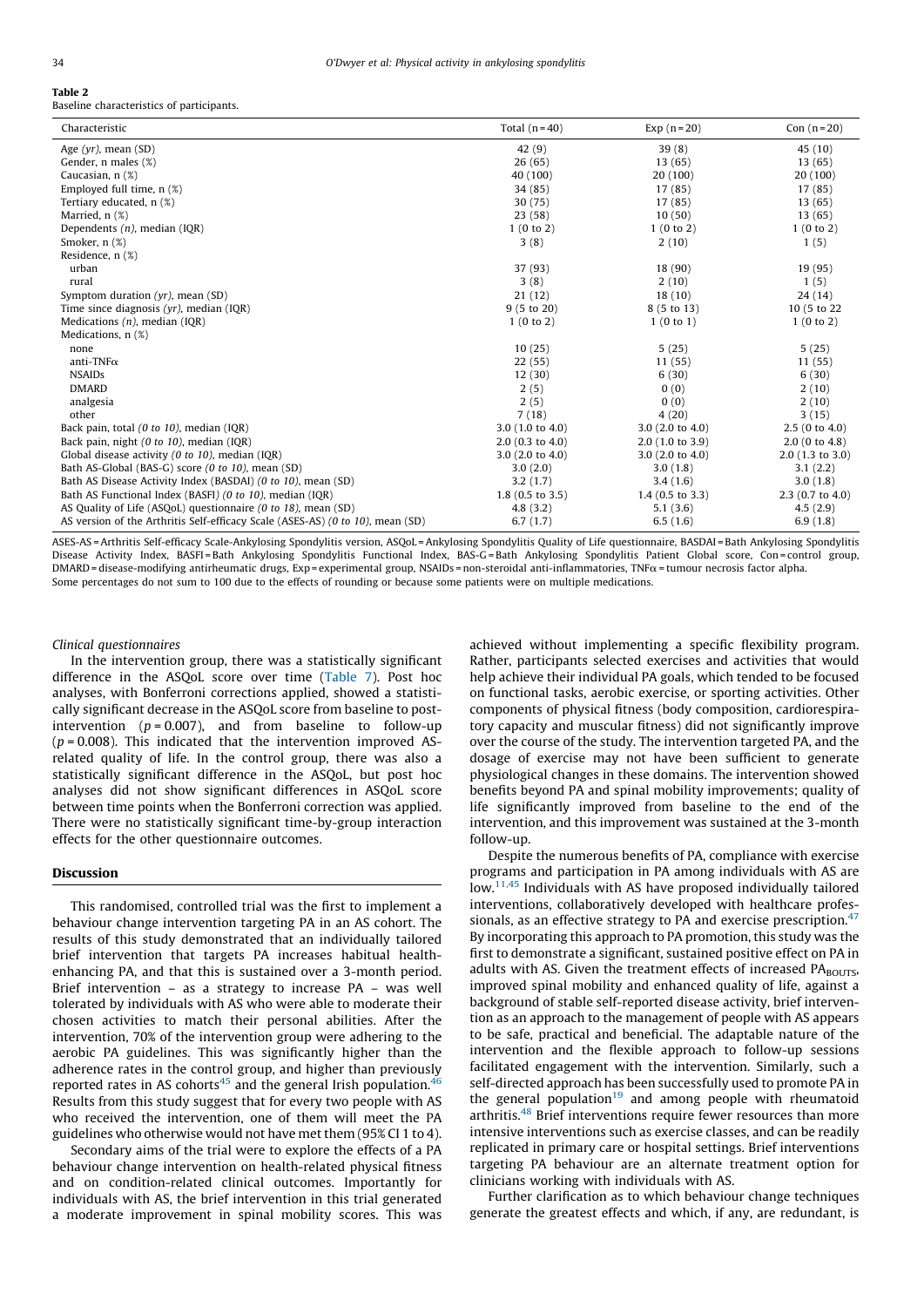**Table 2**
Baseline characteristics of participants.

| Characteristic | Total (n = 40) | Exp (n = 20) | Con (n = 20) |
|---|---|---|---|
| Age *(yr)*, mean (SD) | 42 (9) | 39 (8) | 45 (10) |
| Gender, n males (%) | 26 (65) | 13 (65) | 13 (65) |
| Caucasian, n (%) | 40 (100) | 20 (100) | 20 (100) |
| Employed full time, n (%) | 34 (85) | 17 (85) | 17 (85) |
| Tertiary educated, n (%) | 30 (75) | 17 (85) | 13 (65) |
| Married, n (%) | 23 (58) | 10 (50) | 13 (65) |
| Dependents *(n)*, median (IQR) | 1 (0 to 2) | 1 (0 to 2) | 1 (0 to 2) |
| Smoker, n (%) | 3 (8) | 2 (10) | 1 (5) |
| Residence, n (%) | | | |
| urban | 37 (93) | 18 (90) | 19 (95) |
| rural | 3 (8) | 2 (10) | 1 (5) |
| Symptom duration *(yr)*, mean (SD) | 21 (12) | 18 (10) | 24 (14) |
| Time since diagnosis *(yr)*, median (IQR) | 9 (5 to 20) | 8 (5 to 13) | 10 (5 to 22 |
| Medications *(n)*, median (IQR) | 1 (0 to 2) | 1 (0 to 1) | 1 (0 to 2) |
| Medications, n (%) | | | |
| none | 10 (25) | 5 (25) | 5 (25) |
| anti-TNFα | 22 (55) | 11 (55) | 11 (55) |
| NSAIDs | 12 (30) | 6 (30) | 6 (30) |
| DMARD | 2 (5) | 0 (0) | 2 (10) |
| analgesia | 2 (5) | 0 (0) | 2 (10) |
| other | 7 (18) | 4 (20) | 3 (15) |
| Back pain, total *(0 to 10)*, median (IQR) | 3.0 (1.0 to 4.0) | 3.0 (2.0 to 4.0) | 2.5 (0 to 4.0) |
| Back pain, night *(0 to 10)*, median (IQR) | 2.0 (0.3 to 4.0) | 2.0 (1.0 to 3.9) | 2.0 (0 to 4.8) |
| Global disease activity *(0 to 10)*, median (IQR) | 3.0 (2.0 to 4.0) | 3.0 (2.0 to 4.0) | 2.0 (1.3 to 3.0) |
| Bath AS-Global (BAS-G) score *(0 to 10)*, mean (SD) | 3.0 (2.0) | 3.0 (1.8) | 3.1 (2.2) |
| Bath AS Disease Activity Index (BASDAI) *(0 to 10)*, mean (SD) | 3.2 (1.7) | 3.4 (1.6) | 3.0 (1.8) |
| Bath AS Functional Index (BASFI) *(0 to 10)*, median (IQR) | 1.8 (0.5 to 3.5) | 1.4 (0.5 to 3.3) | 2.3 (0.7 to 4.0) |
| AS Quality of Life (ASQoL) questionnaire *(0 to 18)*, mean (SD) | 4.8 (3.2) | 5.1 (3.6) | 4.5 (2.9) |
| AS version of the Arthritis Self-efficacy Scale (ASES-AS) *(0 to 10)*, mean (SD) | 6.7 (1.7) | 6.5 (1.6) | 6.9 (1.8) |

ASES-AS = Arthritis Self-efficacy Scale-Ankylosing Spondylitis version, ASQoL = Ankylosing Spondylitis Quality of Life questionnaire, BASDAI = Bath Ankylosing Spondylitis Disease Activity Index, BASFI = Bath Ankylosing Spondylitis Functional Index, BAS-G = Bath Ankylosing Spondylitis Patient Global score, Con = control group, DMARD = disease-modifying antirheumatic drugs, Exp = experimental group, NSAIDs = non-steroidal anti-inflammatories, TNFα = tumour necrosis factor alpha.
Some percentages do not sum to 100 due to the effects of rounding or because some patients were on multiple medications.

*Clinical questionnaires*

In the intervention group, there was a statistically significant difference in the ASQoL score over time (Table 7). Post hoc analyses, with Bonferroni corrections applied, showed a statistically significant decrease in the ASQoL score from baseline to post-intervention ($p = 0.007$), and from baseline to follow-up ($p = 0.008$). This indicated that the intervention improved AS-related quality of life. In the control group, there was also a statistically significant difference in the ASQoL, but post hoc analyses did not show significant differences in ASQoL score between time points when the Bonferroni correction was applied. There were no statistically significant time-by-group interaction effects for the other questionnaire outcomes.

## Discussion

This randomised, controlled trial was the first to implement a behaviour change intervention targeting PA in an AS cohort. The results of this study demonstrated that an individually tailored brief intervention that targets PA increases habitual health-enhancing PA, and that this is sustained over a 3-month period. Brief intervention – as a strategy to increase PA – was well tolerated by individuals with AS who were able to moderate their chosen activities to match their personal abilities. After the intervention, 70% of the intervention group were adhering to the aerobic PA guidelines. This was significantly higher than the adherence rates in the control group, and higher than previously reported rates in AS cohorts[45] and the general Irish population.[46] Results from this study suggest that for every two people with AS who received the intervention, one of them will meet the PA guidelines who otherwise would not have met them (95% CI 1 to 4).

Secondary aims of the trial were to explore the effects of a PA behaviour change intervention on health-related physical fitness and on condition-related clinical outcomes. Importantly for individuals with AS, the brief intervention in this trial generated a moderate improvement in spinal mobility scores. This was achieved without implementing a specific flexibility program. Rather, participants selected exercises and activities that would help achieve their individual PA goals, which tended to be focused on functional tasks, aerobic exercise, or sporting activities. Other components of physical fitness (body composition, cardiorespiratory capacity and muscular fitness) did not significantly improve over the course of the study. The intervention targeted PA, and the dosage of exercise may not have been sufficient to generate physiological changes in these domains. The intervention showed benefits beyond PA and spinal mobility improvements; quality of life significantly improved from baseline to the end of the intervention, and this improvement was sustained at the 3-month follow-up.

Despite the numerous benefits of PA, compliance with exercise programs and participation in PA among individuals with AS are low.[11,45] Individuals with AS have proposed individually tailored interventions, collaboratively developed with healthcare professionals, as an effective strategy to PA and exercise prescription.[47] By incorporating this approach to PA promotion, this study was the first to demonstrate a significant, sustained positive effect on PA in adults with AS. Given the treatment effects of increased $PA_{BOUTS}$, improved spinal mobility and enhanced quality of life, against a background of stable self-reported disease activity, brief intervention as an approach to the management of people with AS appears to be safe, practical and beneficial. The adaptable nature of the intervention and the flexible approach to follow-up sessions facilitated engagement with the intervention. Similarly, such a self-directed approach has been successfully used to promote PA in the general population[19] and among people with rheumatoid arthritis.[48] Brief interventions require fewer resources than more intensive interventions such as exercise classes, and can be readily replicated in primary care or hospital settings. Brief interventions targeting PA behaviour are an alternate treatment option for clinicians working with individuals with AS.

Further clarification as to which behaviour change techniques generate the greatest effects and which, if any, are redundant, is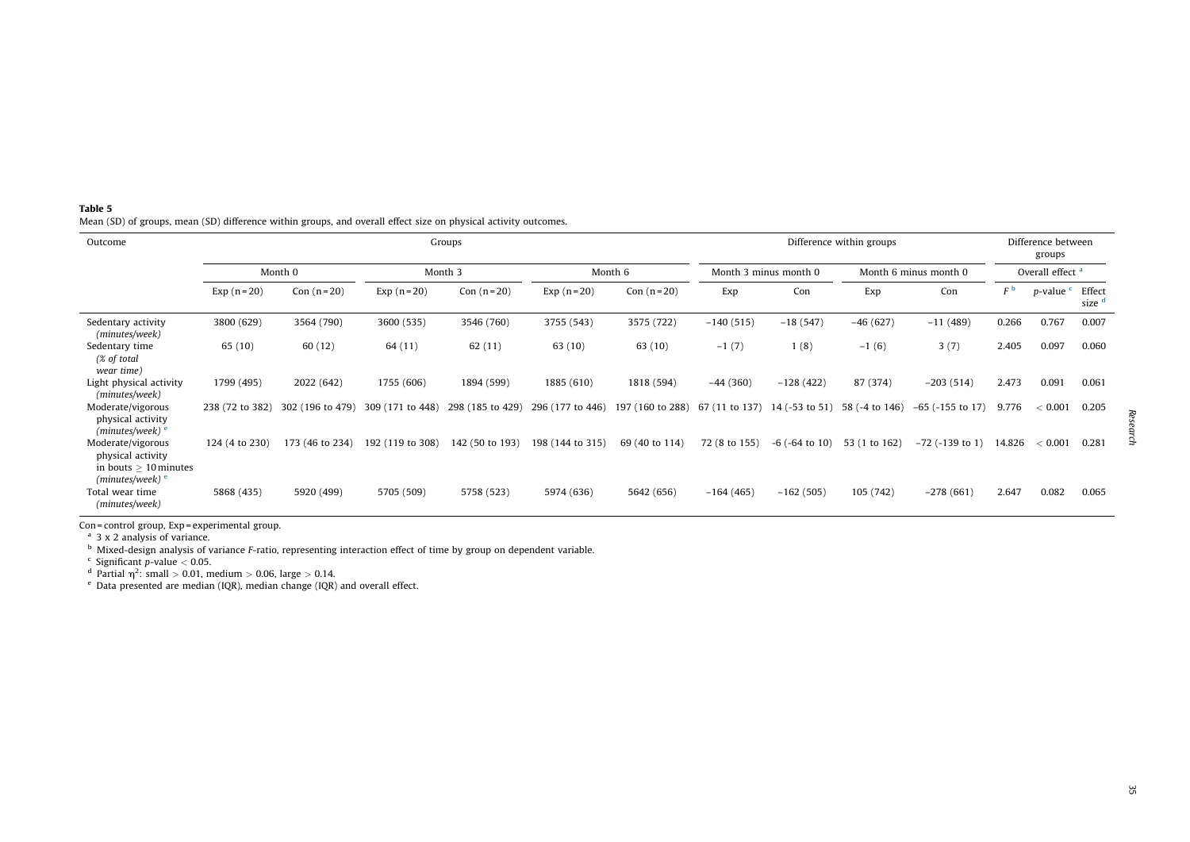**Table 5**
Mean (SD) of groups, mean (SD) difference within groups, and overall effect size on physical activity outcomes.

| Outcome | Groups | | | | | | Difference within groups | | | | Difference between groups | | |
|---|---|---|---|---|---|---|---|---|---|---|---|---|---|
| | Month 0 | | Month 3 | | Month 6 | | Month 3 minus month 0 | | Month 6 minus month 0 | | Overall effect [a] | | |
| | Exp (n = 20) | Con (n = 20) | Exp (n = 20) | Con (n = 20) | Exp (n = 20) | Con (n = 20) | Exp | Con | Exp | Con | $F$ [b] | $p$-value [c] | Effect size [d] |
| Sedentary activity *(minutes/week)* | 3800 (629) | 3564 (790) | 3600 (535) | 3546 (760) | 3755 (543) | 3575 (722) | −140 (515) | −18 (547) | −46 (627) | −11 (489) | 0.266 | 0.767 | 0.007 |
| Sedentary time *(% of total wear time)* | 65 (10) | 60 (12) | 64 (11) | 62 (11) | 63 (10) | 63 (10) | −1 (7) | 1 (8) | −1 (6) | 3 (7) | 2.405 | 0.097 | 0.060 |
| Light physical activity *(minutes/week)* | 1799 (495) | 2022 (642) | 1755 (606) | 1894 (599) | 1885 (610) | 1818 (594) | −44 (360) | −128 (422) | 87 (374) | −203 (514) | 2.473 | 0.091 | 0.061 |
| Moderate/vigorous physical activity *(minutes/week)* [e] | 238 (72 to 382) | 302 (196 to 479) | 309 (171 to 448) | 298 (185 to 429) | 296 (177 to 446) | 197 (160 to 288) | 67 (11 to 137) | 14 (-53 to 51) | 58 (-4 to 146) | −65 (-155 to 17) | 9.776 | < 0.001 | 0.205 |
| Moderate/vigorous physical activity in bouts ≥ 10 minutes *(minutes/week)* [e] | 124 (4 to 230) | 173 (46 to 234) | 192 (119 to 308) | 142 (50 to 193) | 198 (144 to 315) | 69 (40 to 114) | 72 (8 to 155) | -6 (-64 to 10) | 53 (1 to 162) | −72 (-139 to 1) | 14.826 | < 0.001 | 0.281 |
| Total wear time *(minutes/week)* | 5868 (435) | 5920 (499) | 5705 (509) | 5758 (523) | 5974 (636) | 5642 (656) | −164 (465) | −162 (505) | 105 (742) | −278 (661) | 2.647 | 0.082 | 0.065 |

Con = control group, Exp = experimental group.
[a] 3 x 2 analysis of variance.
[b] Mixed-design analysis of variance $F$-ratio, representing interaction effect of time by group on dependent variable.
[c] Significant $p$-value $< 0.05$.
[d] Partial $\eta^2$: small $> 0.01$, medium $> 0.06$, large $> 0.14$.
[e] Data presented are median (IQR), median change (IQR) and overall effect.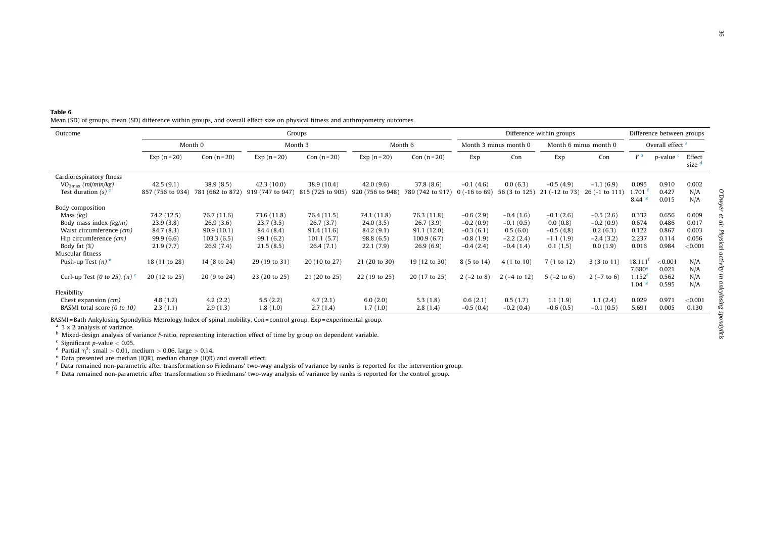**Table 6**

Mean (SD) of groups, mean (SD) difference within groups, and overall effect size on physical fitness and anthropometry outcomes.

| Outcome | Groups | | | | | | Difference within groups | | | | Difference between groups | | |
|---|---|---|---|---|---|---|---|---|---|---|---|---|---|
| | Month 0 | | Month 3 | | Month 6 | | Month 3 minus month 0 | | Month 6 minus month 0 | | Overall effect [a] | | |
| | Exp (n = 20) | Con (n = 20) | Exp (n = 20) | Con (n = 20) | Exp (n = 20) | Con (n = 20) | Exp | Con | Exp | Con | $F$ [b] | $p$-value [c] | Effect size [d] |
| Cardiorespiratory ftness | | | | | | | | | | | | | |
| $VO_{2max}$ *(ml/min/kg)* | 42.5 (9.1) | 38.9 (8.5) | 42.3 (10.0) | 38.9 (10.4) | 42.0 (9.6) | 37.8 (8.6) | −0.1 (4.6) | 0.0 (6.3) | −0.5 (4.9) | −1.1 (6.9) | 0.095 | 0.910 | 0.002 |
| Test duration *(s)* [e] | 857 (756 to 934) | 781 (662 to 872) | 919 (747 to 947) | 815 (725 to 905) | 920 (756 to 948) | 789 (742 to 917) | 0 (-16 to 69) | 56 (3 to 125) | 21 (-12 to 73) | 26 (-1 to 111) | 1.701 [f]<br>8.44 [g] | 0.427<br>0.015 | N/A<br>N/A |
| Body composition | | | | | | | | | | | | | |
| Mass *(kg)* | 74.2 (12.5) | 76.7 (11.6) | 73.6 (11.8) | 76.4 (11.5) | 74.1 (11.8) | 76.3 (11.8) | −0.6 (2.9) | −0.4 (1.6) | −0.1 (2.6) | −0.5 (2.6) | 0.332 | 0.656 | 0.009 |
| Body mass index *(kg/m)* | 23.9 (3.8) | 26.9 (3.6) | 23.7 (3.5) | 26.7 (3.7) | 24.0 (3.5) | 26.7 (3.9) | −0.2 (0.9) | −0.1 (0.5) | 0.0 (0.8) | −0.2 (0.9) | 0.674 | 0.486 | 0.017 |
| Waist circumference *(cm)* | 84.7 (8.3) | 90.9 (10.1) | 84.4 (8.4) | 91.4 (11.6) | 84.2 (9.1) | 91.1 (12.0) | −0.3 (6.1) | 0.5 (6.0) | −0.5 (4,8) | 0.2 (6.3) | 0.122 | 0.867 | 0.003 |
| Hip circumference *(cm)* | 99.9 (6.6) | 103.3 (6.5) | 99.1 (6.2) | 101.1 (5.7) | 98.8 (6.5) | 100.9 (6.7) | −0.8 (1.9) | −2.2 (2.4) | −1.1 (1.9) | −2.4 (3.2) | 2.237 | 0.114 | 0.056 |
| Body fat *(%)* | 21.9 (7.7) | 26.9 (7.4) | 21.5 (8.5) | 26.4 (7.1) | 22.1 (7.9) | 26.9 (6.9) | −0.4 (2.4) | −0.4 (1.4) | 0.1 (1,5) | 0.0 (1.9) | 0.016 | 0.984 | <0.001 |
| Muscular fitness | | | | | | | | | | | | | |
| Push-up Test *(n)* [e] | 18 (11 to 28) | 14 (8 to 24) | 29 (19 to 31) | 20 (10 to 27) | 21 (20 to 30) | 19 (12 to 30) | 8 (5 to 14) | 4 (1 to 10) | 7 (1 to 12) | 3 (3 to 11) | 18.111 [f]<br>7.680 [g] | <0.001<br>0.021 | N/A<br>N/A |
| Curl-up Test *(0 to 25), (n)* [e] | 20 (12 to 25) | 20 (9 to 24) | 23 (20 to 25) | 21 (20 to 25) | 22 (19 to 25) | 20 (17 to 25) | 2 (−2 to 8) | 2 (−4 to 12) | 5 (−2 to 6) | 2 (−7 to 6) | 1.152 [f]<br>1.04 [g] | 0.562<br>0.595 | N/A<br>N/A |
| Flexibility | | | | | | | | | | | | | |
| Chest expansion *(cm)* | 4.8 (1.2) | 4.2 (2.2) | 5.5 (2.2) | 4.7 (2.1) | 6.0 (2.0) | 5.3 (1.8) | 0.6 (2.1) | 0.5 (1.7) | 1.1 (1.9) | 1.1 (2.4) | 0.029 | 0.971 | <0.001 |
| BASMI total score *(0 to 10)* | 2.3 (1.1) | 2.9 (1.3) | 1.8 (1.0) | 2.7 (1.4) | 1.7 (1.0) | 2.8 (1.4) | −0.5 (0.4) | −0.2 (0.4) | −0.6 (0.5) | −0.1 (0.5) | 5.691 | 0.005 | 0.130 |

BASMI = Bath Ankylosing Spondylitis Metrology Index of spinal mobility, Con = control group, Exp = experimental group.

[a] 3 x 2 analysis of variance.

[b] Mixed-design analysis of variance $F$-ratio, representing interaction effect of time by group on dependent variable.

[c] Significant $p$-value $< 0.05$.

[d] Partial $\eta^2$: small $> 0.01$, medium $> 0.06$, large $> 0.14$.

[e] Data presented are median (IQR), median change (IQR) and overall effect.

[f] Data remained non-parametric after transformation so Friedmans' two-way analysis of variance by ranks is reported for the intervention group.

[g] Data remained non-parametric after transformation so Friedmans' two-way analysis of variance by ranks is reported for the control group.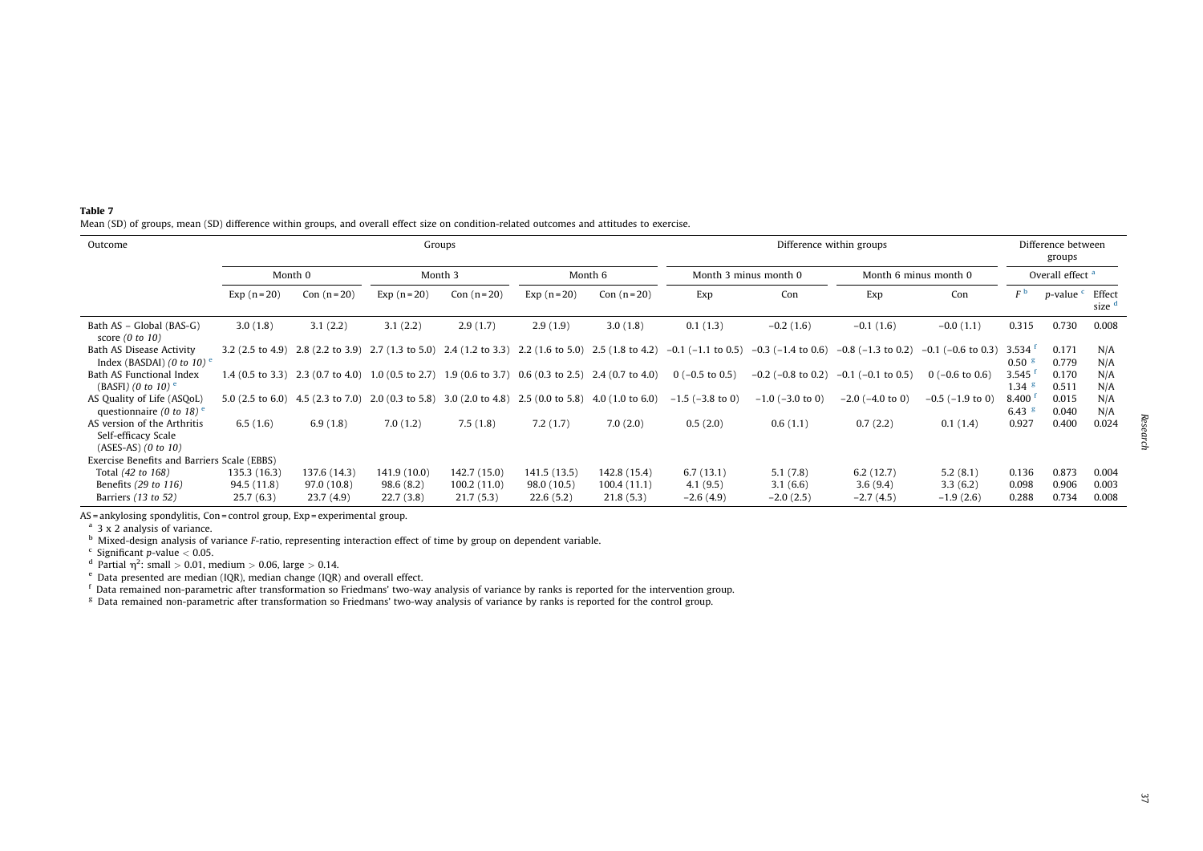**Table 7**

Mean (SD) of groups, mean (SD) difference within groups, and overall effect size on condition-related outcomes and attitudes to exercise.

| Outcome | Groups | | | | | | Difference within groups | | | | Difference between groups | | |
|---|---|---|---|---|---|---|---|---|---|---|---|---|---|
| | Month 0 | | Month 3 | | Month 6 | | Month 3 minus month 0 | | Month 6 minus month 0 | | Overall effect [a] | | |
| | Exp (n = 20) | Con (n = 20) | Exp (n = 20) | Con (n = 20) | Exp (n = 20) | Con (n = 20) | Exp | Con | Exp | Con | $F$ [b] | $p$-value [c] | Effect size [d] |
| Bath AS – Global (BAS-G) score *(0 to 10)* | 3.0 (1.8) | 3.1 (2.2) | 3.1 (2.2) | 2.9 (1.7) | 2.9 (1.9) | 3.0 (1.8) | 0.1 (1.3) | −0.2 (1.6) | −0.1 (1.6) | −0.0 (1.1) | 0.315 | 0.730 | 0.008 |
| Bath AS Disease Activity Index (BASDAI) *(0 to 10)* [e] | 3.2 (2.5 to 4.9) | 2.8 (2.2 to 3.9) | 2.7 (1.3 to 5.0) | 2.4 (1.2 to 3.3) | 2.2 (1.6 to 5.0) | 2.5 (1.8 to 4.2) | −0.1 (−1.1 to 0.5) | −0.3 (−1.4 to 0.6) | −0.8 (−1.3 to 0.2) | −0.1 (−0.6 to 0.3) | 3.534 [f]<br>0.50 [g] | 0.171<br>0.779 | N/A<br>N/A |
| Bath AS Functional Index (BASFI) *(0 to 10)* [e] | 1.4 (0.5 to 3.3) | 2.3 (0.7 to 4.0) | 1.0 (0.5 to 2.7) | 1.9 (0.6 to 3.7) | 0.6 (0.3 to 2.5) | 2.4 (0.7 to 4.0) | 0 (−0.5 to 0.5) | −0.2 (−0.8 to 0.2) | −0.1 (−0.1 to 0.5) | 0 (−0.6 to 0.6) | 3.545 [f]<br>1.34 [g] | 0.170<br>0.511 | N/A<br>N/A |
| AS Quality of Life (ASQoL) questionnaire *(0 to 18)* [e] | 5.0 (2.5 to 6.0) | 4.5 (2.3 to 7.0) | 2.0 (0.3 to 5.8) | 3.0 (2.0 to 4.8) | 2.5 (0.0 to 5.8) | 4.0 (1.0 to 6.0) | −1.5 (−3.8 to 0) | −1.0 (−3.0 to 0) | −2.0 (−4.0 to 0) | −0.5 (−1.9 to 0) | 8.400 [f]<br>6.43 [g] | 0.015<br>0.040 | N/A<br>N/A |
| AS version of the Arthritis Self-efficacy Scale (ASES-AS) *(0 to 10)* | 6.5 (1.6) | 6.9 (1.8) | 7.0 (1.2) | 7.5 (1.8) | 7.2 (1.7) | 7.0 (2.0) | 0.5 (2.0) | 0.6 (1.1) | 0.7 (2.2) | 0.1 (1.4) | 0.927 | 0.400 | 0.024 |
| Exercise Benefits and Barriers Scale (EBBS) | | | | | | | | | | | | | |
| Total *(42 to 168)* | 135.3 (16.3) | 137.6 (14.3) | 141.9 (10.0) | 142.7 (15.0) | 141.5 (13.5) | 142.8 (15.4) | 6.7 (13.1) | 5.1 (7.8) | 6.2 (12.7) | 5.2 (8.1) | 0.136 | 0.873 | 0.004 |
| Benefits *(29 to 116)* | 94.5 (11.8) | 97.0 (10.8) | 98.6 (8.2) | 100.2 (11.0) | 98.0 (10.5) | 100.4 (11.1) | 4.1 (9.5) | 3.1 (6.6) | 3.6 (9.4) | 3.3 (6.2) | 0.098 | 0.906 | 0.003 |
| Barriers *(13 to 52)* | 25.7 (6.3) | 23.7 (4.9) | 22.7 (3.8) | 21.7 (5.3) | 22.6 (5.2) | 21.8 (5.3) | −2.6 (4.9) | −2.0 (2.5) | −2.7 (4.5) | −1.9 (2.6) | 0.288 | 0.734 | 0.008 |

AS = ankylosing spondylitis, Con = control group, Exp = experimental group.

[a] 3 x 2 analysis of variance.

[b] Mixed-design analysis of variance $F$-ratio, representing interaction effect of time by group on dependent variable.

[c] Significant $p$-value $< 0.05$.

[d] Partial $\eta^2$: small $> 0.01$, medium $> 0.06$, large $> 0.14$.

[e] Data presented are median (IQR), median change (IQR) and overall effect.

[f] Data remained non-parametric after transformation so Friedmans' two-way analysis of variance by ranks is reported for the intervention group.

[g] Data remained non-parametric after transformation so Friedmans' two-way analysis of variance by ranks is reported for the control group.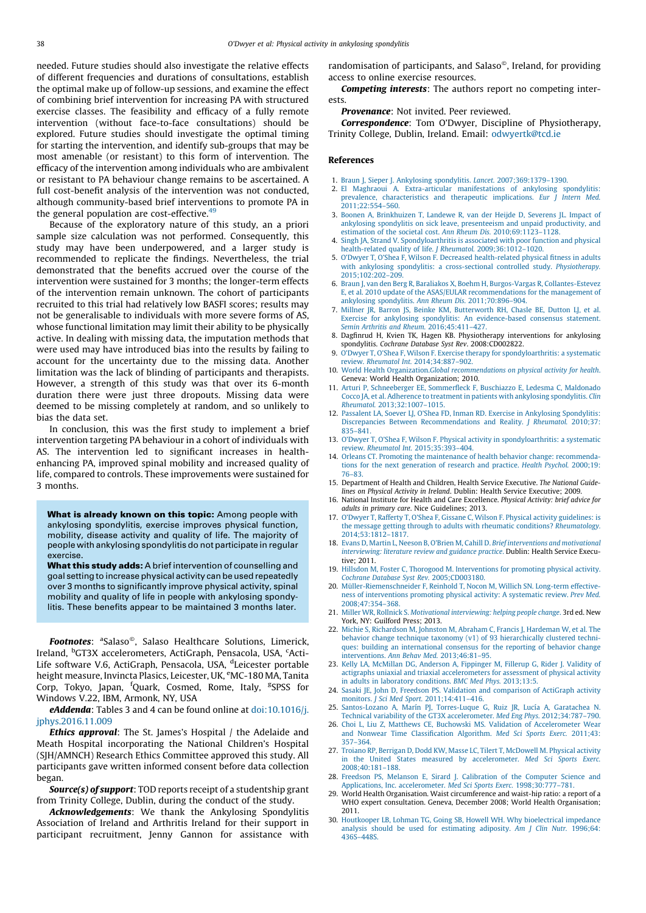needed. Future studies should also investigate the relative effects of different frequencies and durations of consultations, establish the optimal make up of follow-up sessions, and examine the effect of combining brief intervention for increasing PA with structured exercise classes. The feasibility and efficacy of a fully remote intervention (without face-to-face consultations) should be explored. Future studies should investigate the optimal timing for starting the intervention, and identify sub-groups that may be most amenable (or resistant) to this form of intervention. The efficacy of the intervention among individuals who are ambivalent or resistant to PA behaviour change remains to be ascertained. A full cost-benefit analysis of the intervention was not conducted, although community-based brief interventions to promote PA in the general population are cost-effective.[49]

Because of the exploratory nature of this study, an a priori sample size calculation was not performed. Consequently, this study may have been underpowered, and a larger study is recommended to replicate the findings. Nevertheless, the trial demonstrated that the benefits accrued over the course of the intervention were sustained for 3 months; the longer-term effects of the intervention remain unknown. The cohort of participants recruited to this trial had relatively low BASFI scores; results may not be generalisable to individuals with more severe forms of AS, whose functional limitation may limit their ability to be physically active. In dealing with missing data, the imputation methods that were used may have introduced bias into the results by failing to account for the uncertainty due to the missing data. Another limitation was the lack of blinding of participants and therapists. However, a strength of this study was that over its 6-month duration there were just three dropouts. Missing data were deemed to be missing completely at random, and so unlikely to bias the data set.

In conclusion, this was the first study to implement a brief intervention targeting PA behaviour in a cohort of individuals with AS. The intervention led to significant increases in health-enhancing PA, improved spinal mobility and increased quality of life, compared to controls. These improvements were sustained for 3 months.

**What is already known on this topic:** Among people with ankylosing spondylitis, exercise improves physical function, mobility, disease activity and quality of life. The majority of people with ankylosing spondylitis do not participate in regular exercise.

**What this study adds:** A brief intervention of counselling and goal setting to increase physical activity can be used repeatedly over 3 months to significantly improve physical activity, spinal mobility and quality of life in people with ankylosing spondylitis. These benefits appear to be maintained 3 months later.

***Footnotes***: [a]Salaso©, Salaso Healthcare Solutions, Limerick, Ireland, [b]GT3X accelerometers, ActiGraph, Pensacola, USA, [c]ActiLife software V.6, ActiGraph, Pensacola, USA, [d]Leicester portable height measure, Invincta Plasics, Leicester, UK, [e]MC-180 MA, Tanita Corp, Tokyo, Japan, [f]Quark, Cosmed, Rome, Italy, [g]SPSS for Windows V.22, IBM, Armonk, NY, USA

***eAddenda***: Tables 3 and 4 can be found online at doi:10.1016/j.jphys.2016.11.009

***Ethics approval***: The St. James's Hospital / the Adelaide and Meath Hospital incorporating the National Children's Hospital (SJH/AMNCH) Research Ethics Committee approved this study. All participants gave written informed consent before data collection began.

***Source(s) of support***: TOD reports receipt of a studentship grant from Trinity College, Dublin, during the conduct of the study.

***Acknowledgements***: We thank the Ankylosing Spondylitis Association of Ireland and Arthritis Ireland for their support in participant recruitment, Jenny Gannon for assistance with randomisation of participants, and Salaso©, Ireland, for providing access to online exercise resources.

***Competing interests***: The authors report no competing interests.

***Provenance***: Not invited. Peer reviewed.

***Correspondence***: Tom O'Dwyer, Discipline of Physiotherapy, Trinity College, Dublin, Ireland. Email: odwyertk@tcd.ie

## References

1. Braun J, Sieper J. Ankylosing spondylitis. *Lancet*. 2007;369:1379–1390.
2. El Maghraoui A. Extra-articular manifestations of ankylosing spondylitis: prevalence, characteristics and therapeutic implications. *Eur J Intern Med*. 2011;22:554–560.
3. Boonen A, Brinkhuizen T, Landewe R, van der Heijde D, Severens JL. Impact of ankylosing spondylitis on sick leave, presenteeism and unpaid productivity, and estimation of the societal cost. *Ann Rheum Dis*. 2010;69:1123–1128.
4. Singh JA, Strand V. Spondyloarthritis is associated with poor function and physical health-related quality of life. *J Rheumatol*. 2009;36:1012–1020.
5. O'Dwyer T, O'Shea F, Wilson F. Decreased health-related physical fitness in adults with ankylosing spondylitis: a cross-sectional controlled study. *Physiotherapy*. 2015;102:202–209.
6. Braun J, van den Berg R, Baraliakos X, Boehm H, Burgos-Vargas R, Collantes-Estevez E, et al. 2010 update of the ASAS/EULAR recommendations for the management of ankylosing spondylitis. *Ann Rheum Dis*. 2011;70:896–904.
7. Millner JR, Barron JS, Beinke KM, Butterworth RH, Chasle BE, Dutton LJ, et al. Exercise for ankylosing spondylitis: An evidence-based consensus statement. *Semin Arthritis and Rheum*. 2016;45:411–427.
8. Dagfinrud H, Kvien TK, Hagen KB. Physiotherapy interventions for ankylosing spondylitis. *Cochrane Database Syst Rev*. 2008:CD002822.
9. O'Dwyer T, O'Shea F, Wilson F. Exercise therapy for spondyloarthritis: a systematic review. *Rheumatol Int*. 2014;34:887–902.
10. World Health Organization.*Global recommendations on physical activity for health*. Geneva: World Health Organization; 2010.
11. Arturi P, Schneeberger EE, Sommerfleck F, Buschiazzo E, Ledesma C, Maldonado Cocco JA, et al. Adherence to treatment in patients with ankylosing spondylitis. *Clin Rheumatol*. 2013;32:1007–1015.
12. Passalent LA, Soever LJ, O'Shea FD, Inman RD. Exercise in Ankylosing Spondylitis: Discrepancies Between Recommendations and Reality. *J Rheumatol*. 2010;37:835–841.
13. O'Dwyer T, O'Shea F, Wilson F. Physical activity in spondyloarthritis: a systematic review. *Rheumatol Int*. 2015;35:393–404.
14. Orleans CT. Promoting the maintenance of health behavior change: recommendations for the next generation of research and practice. *Health Psychol*. 2000;19:76–83.
15. Department of Health and Children, Health Service Executive. *The National Guidelines on Physical Activity in Ireland*. Dublin: Health Service Executive; 2009.
16. National Institute for Health and Care Excellence. *Physical Activity: brief advice for adults in primary care*. Nice Guidelines; 2013.
17. O'Dwyer T, Rafferty T, O'Shea F, Gissane C, Wilson F. Physical activity guidelines: is the message getting through to adults with rheumatic conditions? *Rheumatology*. 2014;53:1812–1817.
18. Evans D, Martin L, Neeson B, O'Brien M, Cahill D. *Brief interventions and motivational interviewing: literature review and guidance practice*. Dublin: Health Service Executive; 2011.
19. Hillsdon M, Foster C, Thorogood M. Interventions for promoting physical activity. *Cochrane Database Syst Rev*. 2005;CD003180.
20. Müller-Riemenschneider F, Reinhold T, Nocon M, Willich SN. Long-term effectiveness of interventions promoting physical activity: A systematic review. *Prev Med*. 2008;47:354–368.
21. Miller WR, Rollnick S. *Motivational interviewing: helping people change*. 3rd ed. New York, NY: Guilford Press; 2013.
22. Michie S, Richardson M, Johnston M, Abraham C, Francis J, Hardeman W, et al. The behavior change technique taxonomy (v1) of 93 hierarchically clustered techniques: building an international consensus for the reporting of behavior change interventions. *Ann Behav Med*. 2013;46:81–95.
23. Kelly LA, McMillan DG, Anderson A, Fippinger M, Fillerup G, Rider J. Validity of actigraphs uniaxial and triaxial accelerometers for assessment of physical activity in adults in laboratory conditions. *BMC Med Phys*. 2013;13:5.
24. Sasaki JE, John D, Freedson PS. Validation and comparison of ActiGraph activity monitors. *J Sci Med Sport*. 2011;14:411–416.
25. Santos-Lozano A, Marín PJ, Torres-Luque G, Ruiz JR, Lucía A, Garatachea N. Technical variability of the GT3X accelerometer. *Med Eng Phys*. 2012;34:787–790.
26. Choi L, Liu Z, Matthews CE, Buchowski MS. Validation of Accelerometer Wear and Nonwear Time Classification Algorithm. *Med Sci Sports Exerc*. 2011;43:357–364.
27. Troiano RP, Berrigan D, Dodd KW, Masse LC, Tilert T, McDowell M. Physical activity in the United States measured by accelerometer. *Med Sci Sports Exerc*. 2008;40:181–188.
28. Freedson PS, Melanson E, Sirard J. Calibration of the Computer Science and Applications, Inc. accelerometer. *Med Sci Sports Exerc*. 1998;30:777–781.
29. World Health Organisation. Waist circumference and waist-hip ratio: a report of a WHO expert consultation. Geneva, December 2008; World Health Organisation; 2011.
30. Houtkooper LB, Lohman TG, Going SB, Howell WH. Why bioelectrical impedance analysis should be used for estimating adiposity. *Am J Clin Nutr*. 1996;64:436S–448S.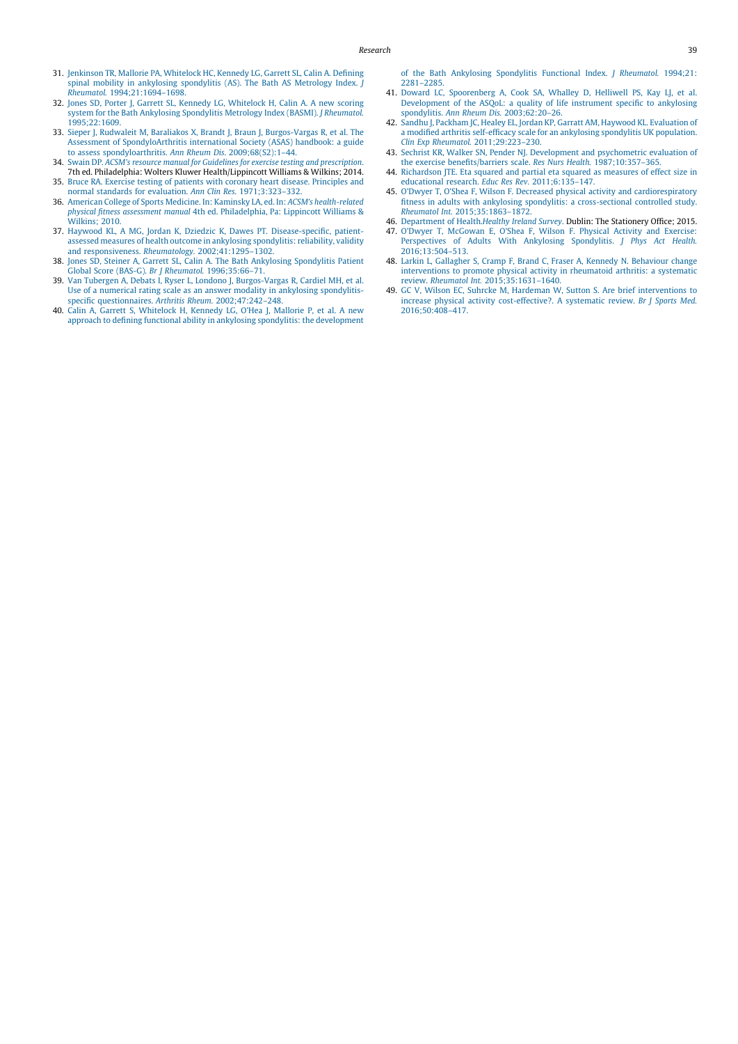31. Jenkinson TR, Mallorie PA, Whitelock HC, Kennedy LG, Garrett SL, Calin A. Defining spinal mobility in ankylosing spondylitis (AS). The Bath AS Metrology Index. *J Rheumatol.* 1994;21:1694–1698.
32. Jones SD, Porter J, Garrett SL, Kennedy LG, Whitelock H, Calin A. A new scoring system for the Bath Ankylosing Spondylitis Metrology Index (BASMI). *J Rheumatol.* 1995;22:1609.
33. Sieper J, Rudwaleit M, Baraliakos X, Brandt J, Braun J, Burgos-Vargas R, et al. The Assessment of SpondyloArthritis international Society (ASAS) handbook: a guide to assess spondyloarthritis. *Ann Rheum Dis.* 2009;68(S2):1–44.
34. Swain DP. *ACSM's resource manual for Guidelines for exercise testing and prescription.* 7th ed. Philadelphia: Wolters Kluwer Health/Lippincott Williams & Wilkins; 2014.
35. Bruce RA. Exercise testing of patients with coronary heart disease. Principles and normal standards for evaluation. *Ann Clin Res.* 1971;3:323–332.
36. American College of Sports Medicine. In: Kaminsky LA, ed. In: *ACSM's health-related physical fitness assessment manual* 4th ed. Philadelphia, Pa: Lippincott Williams & Wilkins; 2010.
37. Haywood KL, A MG, Jordan K, Dziedzic K, Dawes PT. Disease-specific, patient-assessed measures of health outcome in ankylosing spondylitis: reliability, validity and responsiveness. *Rheumatology.* 2002;41:1295–1302.
38. Jones SD, Steiner A, Garrett SL, Calin A. The Bath Ankylosing Spondylitis Patient Global Score (BAS-G). *Br J Rheumatol.* 1996;35:66–71.
39. Van Tubergen A, Debats I, Ryser L, Londono J, Burgos-Vargas R, Cardiel MH, et al. Use of a numerical rating scale as an answer modality in ankylosing spondylitis-specific questionnaires. *Arthritis Rheum.* 2002;47:242–248.
40. Calin A, Garrett S, Whitelock H, Kennedy LG, O'Hea J, Mallorie P, et al. A new approach to defining functional ability in ankylosing spondylitis: the development of the Bath Ankylosing Spondylitis Functional Index. *J Rheumatol.* 1994;21: 2281–2285.
41. Doward LC, Spoorenberg A, Cook SA, Whalley D, Helliwell PS, Kay LJ, et al. Development of the ASQoL: a quality of life instrument specific to ankylosing spondylitis. *Ann Rheum Dis.* 2003;62:20–26.
42. Sandhu J, Packham JC, Healey EL, Jordan KP, Garratt AM, Haywood KL. Evaluation of a modified arthritis self-efficacy scale for an ankylosing spondylitis UK population. *Clin Exp Rheumatol.* 2011;29:223–230.
43. Sechrist KR, Walker SN, Pender NJ. Development and psychometric evaluation of the exercise benefits/barriers scale. *Res Nurs Health.* 1987;10:357–365.
44. Richardson JTE. Eta squared and partial eta squared as measures of effect size in educational research. *Educ Res Rev.* 2011;6:135–147.
45. O'Dwyer T, O'Shea F, Wilson F. Decreased physical activity and cardiorespiratory fitness in adults with ankylosing spondylitis: a cross-sectional controlled study. *Rheumatol Int.* 2015;35:1863–1872.
46. Department of Health.*Healthy Ireland Survey*. Dublin: The Stationery Office; 2015.
47. O'Dwyer T, McGowan E, O'Shea F, Wilson F. Physical Activity and Exercise: Perspectives of Adults With Ankylosing Spondylitis. *J Phys Act Health.* 2016;13:504–513.
48. Larkin L, Gallagher S, Cramp F, Brand C, Fraser A, Kennedy N. Behaviour change interventions to promote physical activity in rheumatoid arthritis: a systematic review. *Rheumatol Int.* 2015;35:1631–1640.
49. GC V, Wilson EC, Suhrcke M, Hardeman W, Sutton S. Are brief interventions to increase physical activity cost-effective?. A systematic review. *Br J Sports Med.* 2016;50:408–417.